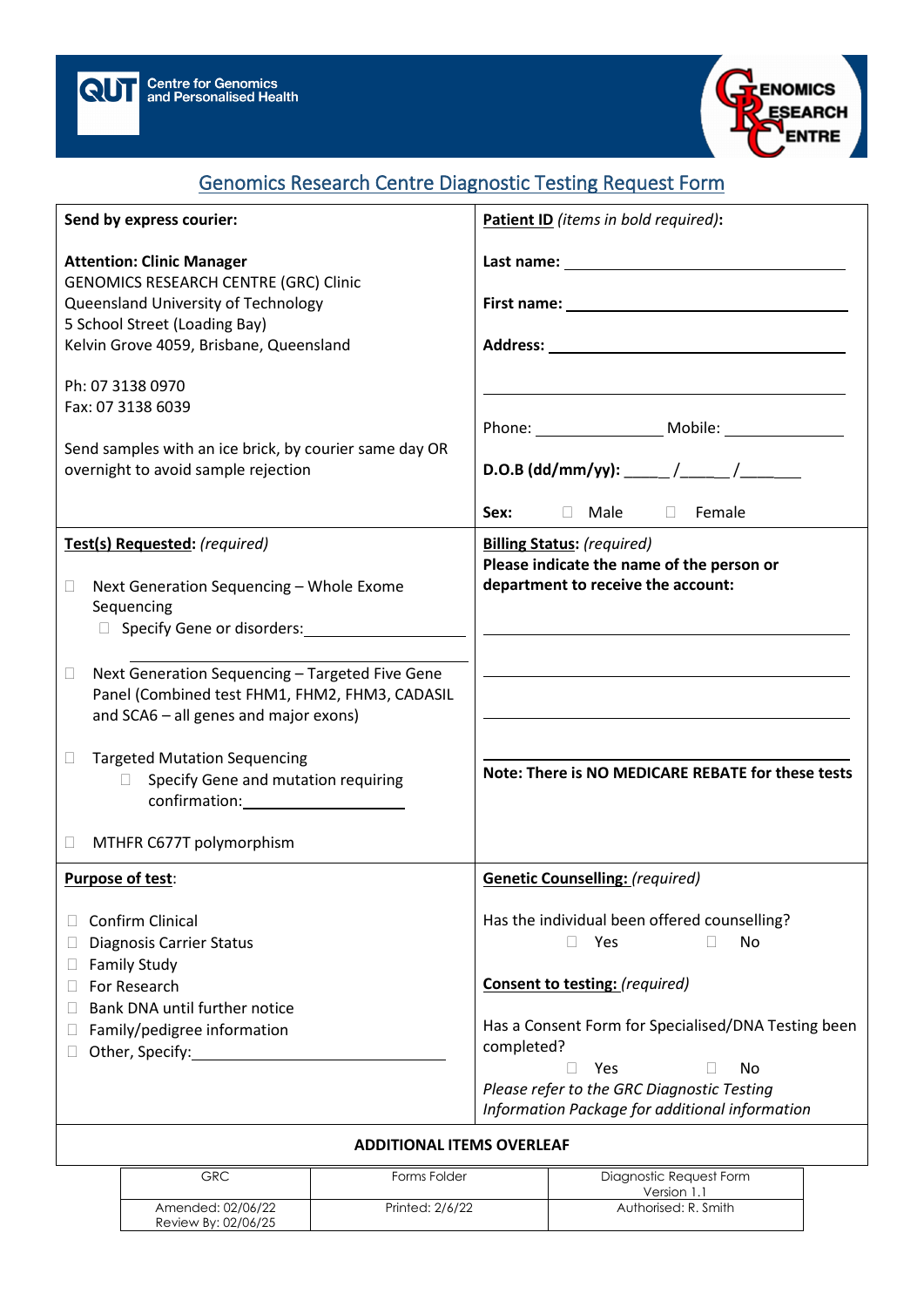QUT Centre for Genomics and Personalised Health

GENOMICS RESEARCH CENTRE

# Genomics Research Centre Diagnostic Testing Request Form

| **Send by express courier:**<br><br>**Attention: Clinic Manager**<br>GENOMICS RESEARCH CENTRE (GRC) Clinic<br>Queensland University of Technology<br>5 School Street (Loading Bay)<br>Kelvin Grove 4059, Brisbane, Queensland<br><br>Ph: 07 3138 0970<br>Fax: 07 3138 6039<br><br>Send samples with an ice brick, by courier same day OR overnight to avoid sample rejection | **Patient ID** *(items in bold required)*:<br><br>**Last name:** ______________________<br><br>**First name:** ______________________<br><br>**Address:** ______________________<br>______________________<br><br>Phone: ____________ Mobile: ____________<br><br>**D.O.B (dd/mm/yy):** ____/____/____<br><br>**Sex:** ☐ Male ☐ Female |
|---|---|
| **Test(s) Requested:** *(required)*<br><br>☐ Next Generation Sequencing – Whole Exome Sequencing<br>☐ Specify Gene or disorders: ______________________<br>______________________<br><br>☐ Next Generation Sequencing – Targeted Five Gene Panel (Combined test FHM1, FHM2, FHM3, CADASIL and SCA6 – all genes and major exons)<br><br>☐ Targeted Mutation Sequencing<br>☐ Specify Gene and mutation requiring confirmation: ____________<br><br>☐ MTHFR C677T polymorphism | **Billing Status:** *(required)*<br>**Please indicate the name of the person or department to receive the account:**<br><br>______________________<br>______________________<br>______________________<br>______________________<br><br>**Note: There is NO MEDICARE REBATE for these tests** |
| **Purpose of test:**<br><br>☐ Confirm Clinical<br>☐ Diagnosis Carrier Status<br>☐ Family Study<br>☐ For Research<br>☐ Bank DNA until further notice<br>☐ Family/pedigree information<br>☐ Other, Specify: ______________________ | **Genetic Counselling:** *(required)*<br><br>Has the individual been offered counselling?<br>☐ Yes ☐ No<br><br>**Consent to testing:** *(required)*<br><br>Has a Consent Form for Specialised/DNA Testing been completed?<br>☐ Yes ☐ No<br>*Please refer to the GRC Diagnostic Testing Information Package for additional information* |

**ADDITIONAL ITEMS OVERLEAF**

| GRC | Forms Folder | Diagnostic Request Form Version 1.1 |
|---|---|---|
| Amended: 02/06/22<br>Review By: 02/06/25 | Printed: 2/6/22 | Authorised: R. Smith |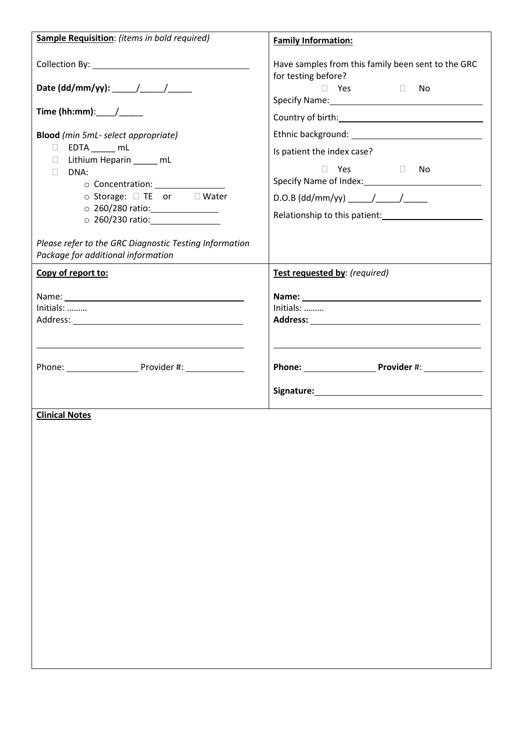**Sample Requisition**: *(items in bold required)*

Collection By: ______________________

**Date (dd/mm/yy):** _____/_____/_____

**Time (hh:mm)**:____/_____

**Blood** *(min 5mL- select appropriate)*

- ☐ EDTA _____ mL
- ☐ Lithium Heparin _____ mL
- ☐ DNA:
  - Concentration: ______________
  - Storage: ☐ TE or ☐ Water
  - 260/280 ratio: ______________
  - 260/230 ratio: ______________

*Please refer to the GRC Diagnostic Testing Information Package for additional information*

**Family Information:**

Have samples from this family been sent to the GRC for testing before?

☐ Yes ☐ No

Specify Name: ______________________

Country of birth: ______________________

Ethnic background: ______________________

Is patient the index case?

☐ Yes ☐ No

Specify Name of Index: ______________________

D.O.B (dd/mm/yy) _____/_____/_____

Relationship to this patient: ______________________

**Copy of report to:**

Name: ______________________

Initials: ………

Address: ______________________

______________________

Phone: ______________ Provider #: ______________

**Test requested by**: *(required)*

**Name:** ______________________

Initials: ………

**Address:** ______________________

______________________

**Phone:** ______________ **Provider** #: ______________

**Signature:** ______________________

**Clinical Notes**